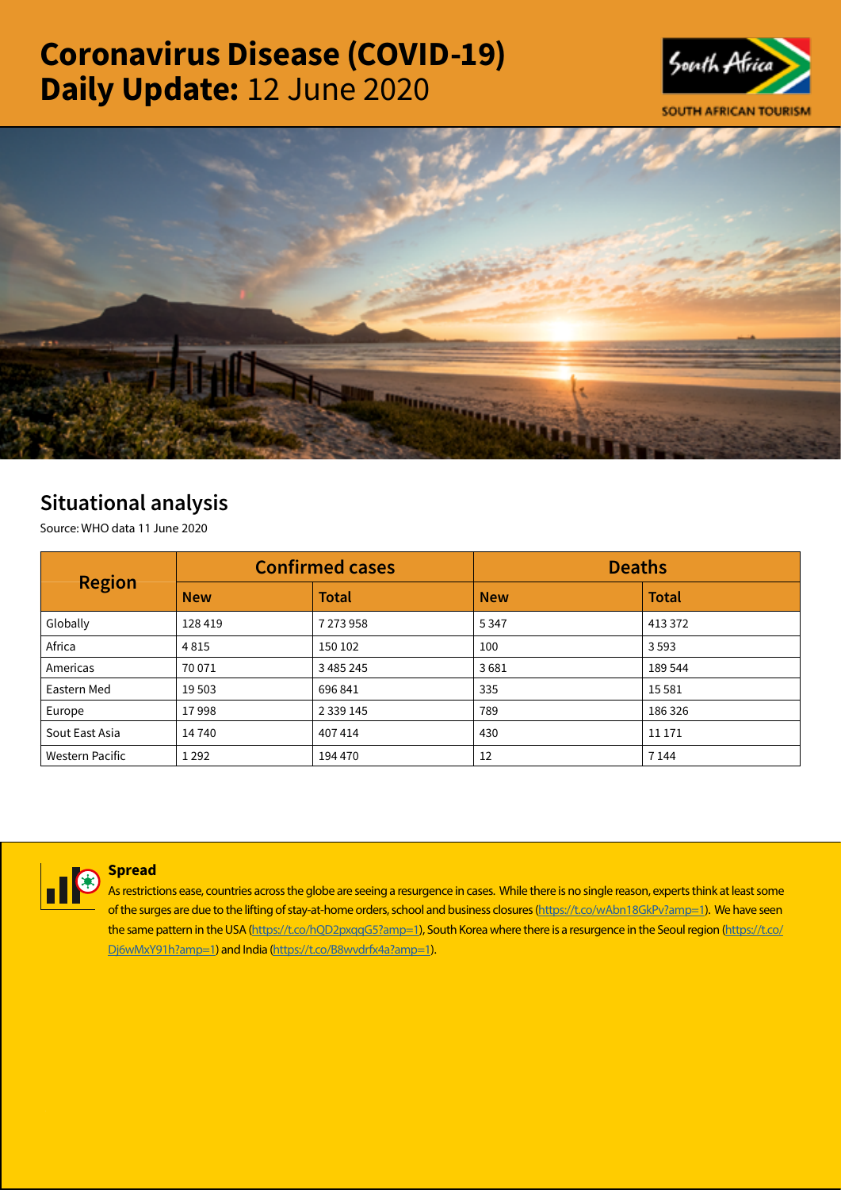# Coronavirus Disease (COVID-19) Daily Update: 12 June 2020

SOUTH AFRICAN TOURISM

## Situational analysis

Source: WHO data 11 June 2020

| Region | Confirmed cases | | Deaths | |
|---|---|---|---|---|
| | New | Total | New | Total |
| Globally | 128 419 | 7 273 958 | 5 347 | 413 372 |
| Africa | 4 815 | 150 102 | 100 | 3 593 |
| Americas | 70 071 | 3 485 245 | 3 681 | 189 544 |
| Eastern Med | 19 503 | 696 841 | 335 | 15 581 |
| Europe | 17 998 | 2 339 145 | 789 | 186 326 |
| Sout East Asia | 14 740 | 407 414 | 430 | 11 171 |
| Western Pacific | 1 292 | 194 470 | 12 | 7 144 |

### Spread

As restrictions ease, countries across the globe are seeing a resurgence in cases. While there is no single reason, experts think at least some of the surges are due to the lifting of stay-at-home orders, school and business closures (https://t.co/wAbn18GkPv?amp=1). We have seen the same pattern in the USA (https://t.co/hQD2pxqqG5?amp=1), South Korea where there is a resurgence in the Seoul region (https://t.co/Dj6wMxY91h?amp=1) and India (https://t.co/B8wvdrfx4a?amp=1).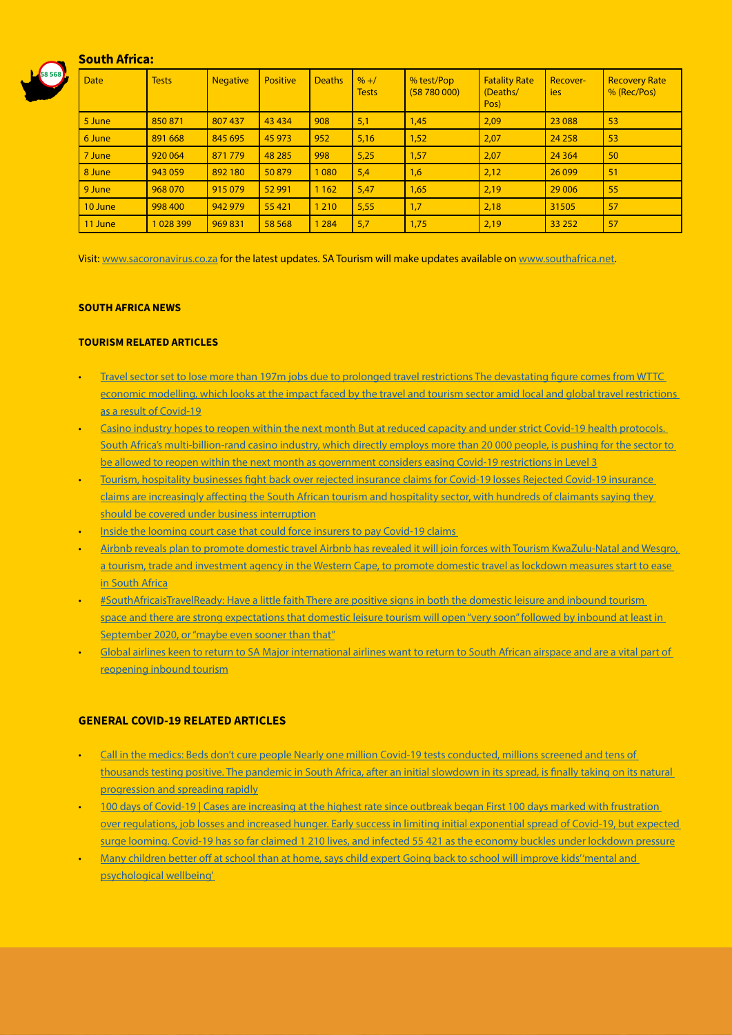## South Africa:

| Date | Tests | Negative | Positive | Deaths | % +/ Tests | % test/Pop (58 780 000) | Fatality Rate (Deaths/ Pos) | Recover-ies | Recovery Rate % (Rec/Pos) |
|---|---|---|---|---|---|---|---|---|---|
| 5 June | 850 871 | 807 437 | 43 434 | 908 | 5,1 | 1,45 | 2,09 | 23 088 | 53 |
| 6 June | 891 668 | 845 695 | 45 973 | 952 | 5,16 | 1,52 | 2,07 | 24 258 | 53 |
| 7 June | 920 064 | 871 779 | 48 285 | 998 | 5,25 | 1,57 | 2,07 | 24 364 | 50 |
| 8 June | 943 059 | 892 180 | 50 879 | 1 080 | 5,4 | 1,6 | 2,12 | 26 099 | 51 |
| 9 June | 968 070 | 915 079 | 52 991 | 1 162 | 5,47 | 1,65 | 2,19 | 29 006 | 55 |
| 10 June | 998 400 | 942 979 | 55 421 | 1 210 | 5,55 | 1,7 | 2,18 | 31505 | 57 |
| 11 June | 1 028 399 | 969 831 | 58 568 | 1 284 | 5,7 | 1,75 | 2,19 | 33 252 | 57 |

Visit: www.sacoronavirus.co.za for the latest updates. SA Tourism will make updates available on www.southafrica.net.

**SOUTH AFRICA NEWS**

**TOURISM RELATED ARTICLES**

- Travel sector set to lose more than 197m jobs due to prolonged travel restrictions The devastating figure comes from WTTC economic modelling, which looks at the impact faced by the travel and tourism sector amid local and global travel restrictions as a result of Covid-19
- Casino industry hopes to reopen within the next month But at reduced capacity and under strict Covid-19 health protocols. South Africa's multi-billion-rand casino industry, which directly employs more than 20 000 people, is pushing for the sector to be allowed to reopen within the next month as government considers easing Covid-19 restrictions in Level 3
- Tourism, hospitality businesses fight back over rejected insurance claims for Covid-19 losses Rejected Covid-19 insurance claims are increasingly affecting the South African tourism and hospitality sector, with hundreds of claimants saying they should be covered under business interruption
- Inside the looming court case that could force insurers to pay Covid-19 claims
- Airbnb reveals plan to promote domestic travel Airbnb has revealed it will join forces with Tourism KwaZulu-Natal and Wesgro, a tourism, trade and investment agency in the Western Cape, to promote domestic travel as lockdown measures start to ease in South Africa
- #SouthAfricaisTravelReady: Have a little faith There are positive signs in both the domestic leisure and inbound tourism space and there are strong expectations that domestic leisure tourism will open "very soon" followed by inbound at least in September 2020, or "maybe even sooner than that"
- Global airlines keen to return to SA Major international airlines want to return to South African airspace and are a vital part of reopening inbound tourism

**GENERAL COVID-19 RELATED ARTICLES**

- Call in the medics: Beds don't cure people Nearly one million Covid-19 tests conducted, millions screened and tens of thousands testing positive. The pandemic in South Africa, after an initial slowdown in its spread, is finally taking on its natural progression and spreading rapidly
- 100 days of Covid-19 | Cases are increasing at the highest rate since outbreak began First 100 days marked with frustration over regulations, job losses and increased hunger. Early success in limiting initial exponential spread of Covid-19, but expected surge looming. Covid-19 has so far claimed 1 210 lives, and infected 55 421 as the economy buckles under lockdown pressure
- Many children better off at school than at home, says child expert Going back to school will improve kids' 'mental and psychological wellbeing'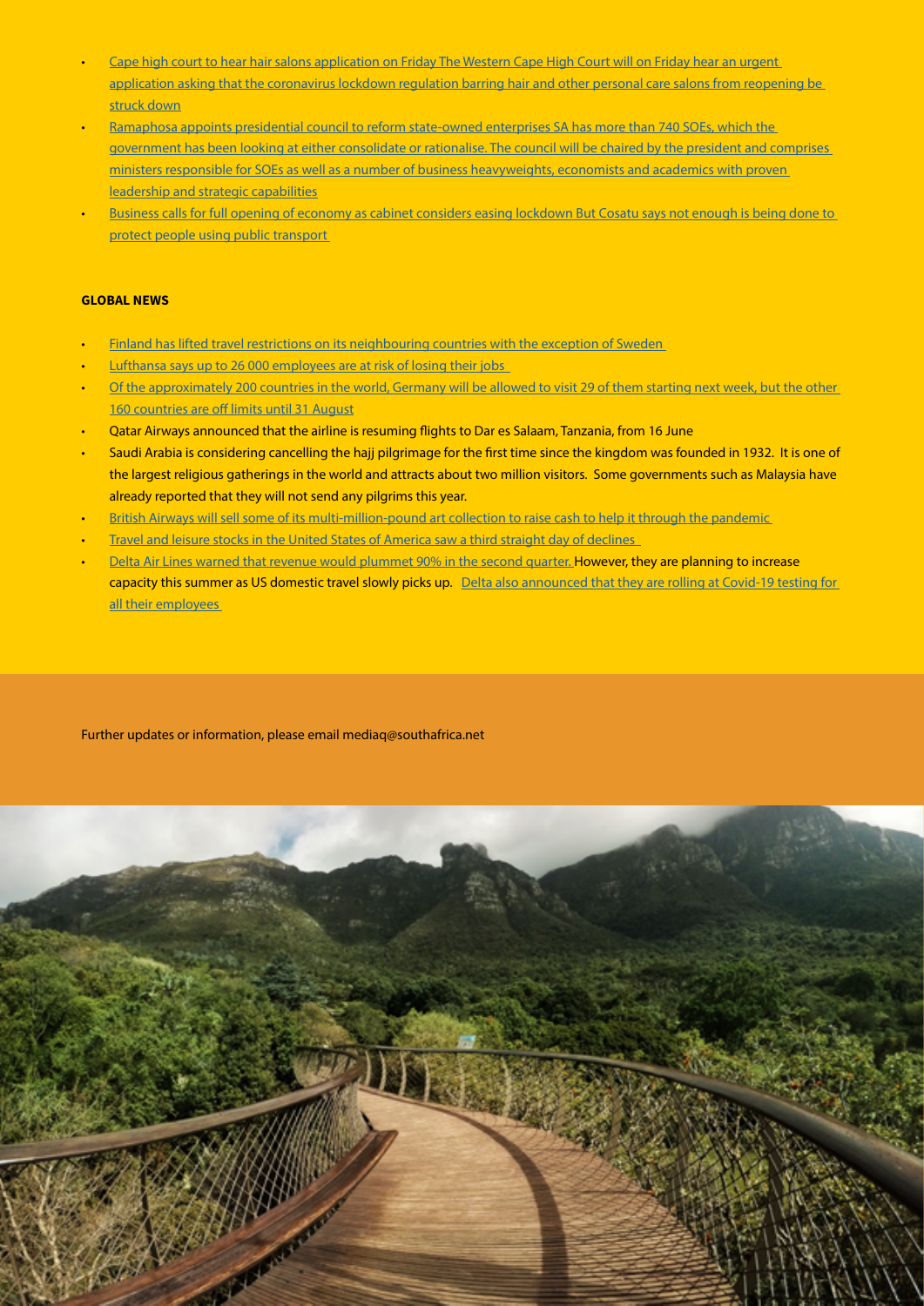- Cape high court to hear hair salons application on Friday The Western Cape High Court will on Friday hear an urgent application asking that the coronavirus lockdown regulation barring hair and other personal care salons from reopening be struck down
- Ramaphosa appoints presidential council to reform state-owned enterprises SA has more than 740 SOEs, which the government has been looking at either consolidate or rationalise. The council will be chaired by the president and comprises ministers responsible for SOEs as well as a number of business heavyweights, economists and academics with proven leadership and strategic capabilities
- Business calls for full opening of economy as cabinet considers easing lockdown But Cosatu says not enough is being done to protect people using public transport

**GLOBAL NEWS**

- Finland has lifted travel restrictions on its neighbouring countries with the exception of Sweden
- Lufthansa says up to 26 000 employees are at risk of losing their jobs
- Of the approximately 200 countries in the world, Germany will be allowed to visit 29 of them starting next week, but the other 160 countries are off limits until 31 August
- Qatar Airways announced that the airline is resuming flights to Dar es Salaam, Tanzania, from 16 June
- Saudi Arabia is considering cancelling the hajj pilgrimage for the first time since the kingdom was founded in 1932. It is one of the largest religious gatherings in the world and attracts about two million visitors. Some governments such as Malaysia have already reported that they will not send any pilgrims this year.
- British Airways will sell some of its multi-million-pound art collection to raise cash to help it through the pandemic
- Travel and leisure stocks in the United States of America saw a third straight day of declines
- Delta Air Lines warned that revenue would plummet 90% in the second quarter. However, they are planning to increase capacity this summer as US domestic travel slowly picks up. Delta also announced that they are rolling at Covid-19 testing for all their employees

Further updates or information, please email mediaq@southafrica.net